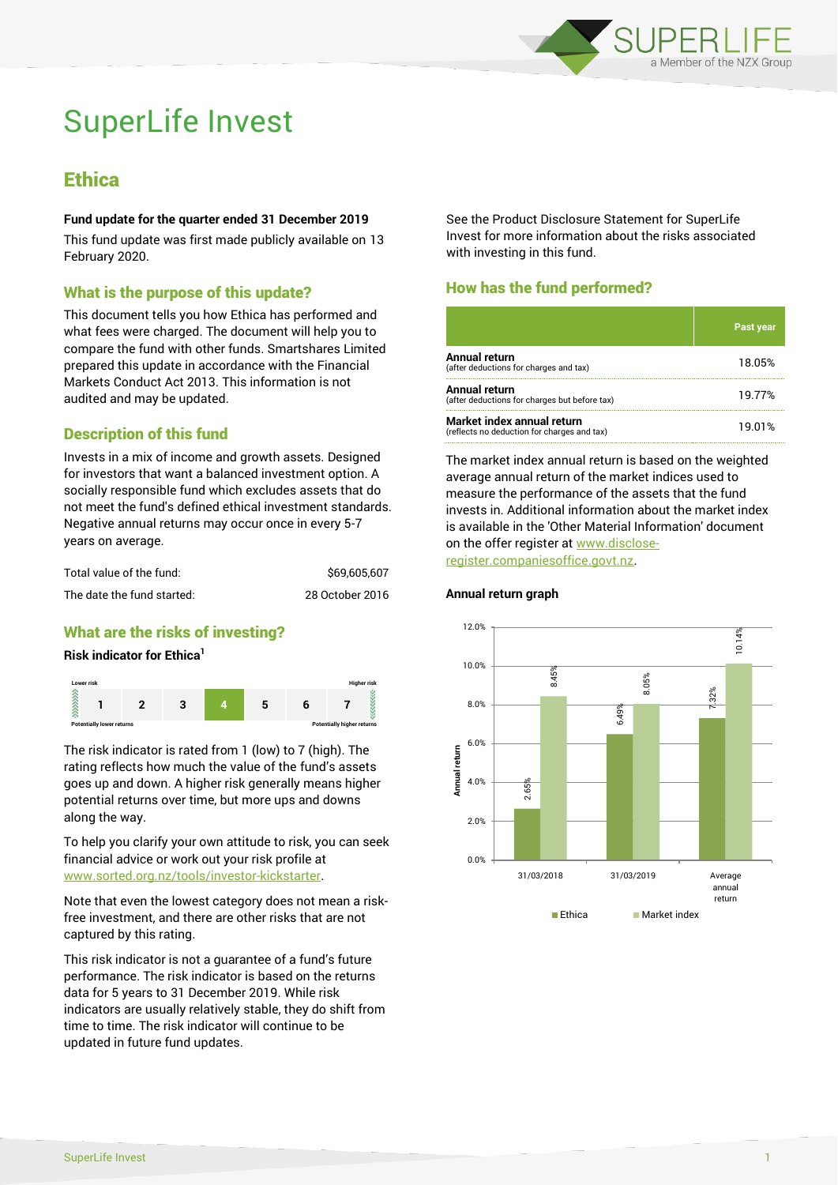# SuperLife Invest

## Ethica

**Fund update for the quarter ended 31 December 2019**

This fund update was first made publicly available on 13 February 2020.

### What is the purpose of this update?

This document tells you how Ethica has performed and what fees were charged. The document will help you to compare the fund with other funds. Smartshares Limited prepared this update in accordance with the Financial Markets Conduct Act 2013. This information is not audited and may be updated.

### Description of this fund

Invests in a mix of income and growth assets. Designed for investors that want a balanced investment option. A socially responsible fund which excludes assets that do not meet the fund's defined ethical investment standards. Negative annual returns may occur once in every 5-7 years on average.

| | |
|---|---|
| Total value of the fund: | $69,605,607 |
| The date the fund started: | 28 October 2016 |

### What are the risks of investing?

**Risk indicator for Ethica[1]**

| Lower risk | | | | | | Higher risk |
|---|---|---|---|---|---|---|
| 1 | 2 | 3 | **4** | 5 | 6 | 7 |
| Potentially lower returns | | | | | | Potentially higher returns |

The risk indicator is rated from 1 (low) to 7 (high). The rating reflects how much the value of the fund's assets goes up and down. A higher risk generally means higher potential returns over time, but more ups and downs along the way.

To help you clarify your own attitude to risk, you can seek financial advice or work out your risk profile at www.sorted.org.nz/tools/investor-kickstarter.

Note that even the lowest category does not mean a risk-free investment, and there are other risks that are not captured by this rating.

This risk indicator is not a guarantee of a fund's future performance. The risk indicator is based on the returns data for 5 years to 31 December 2019. While risk indicators are usually relatively stable, they do shift from time to time. The risk indicator will continue to be updated in future fund updates.

See the Product Disclosure Statement for SuperLife Invest for more information about the risks associated with investing in this fund.

### How has the fund performed?

| | Past year |
|---|---|
| **Annual return** (after deductions for charges and tax) | 18.05% |
| **Annual return** (after deductions for charges but before tax) | 19.77% |
| **Market index annual return** (reflects no deduction for charges and tax) | 19.01% |

The market index annual return is based on the weighted average annual return of the market indices used to measure the performance of the assets that the fund invests in. Additional information about the market index is available in the 'Other Material Information' document on the offer register at www.disclose-register.companiesoffice.govt.nz.

**Annual return graph**

| | Ethica | Market index |
|---|---|---|
| 31/03/2018 | 2.65% | 8.45% |
| 31/03/2019 | 6.49% | 8.05% |
| Average annual return | 7.32% | 10.14% |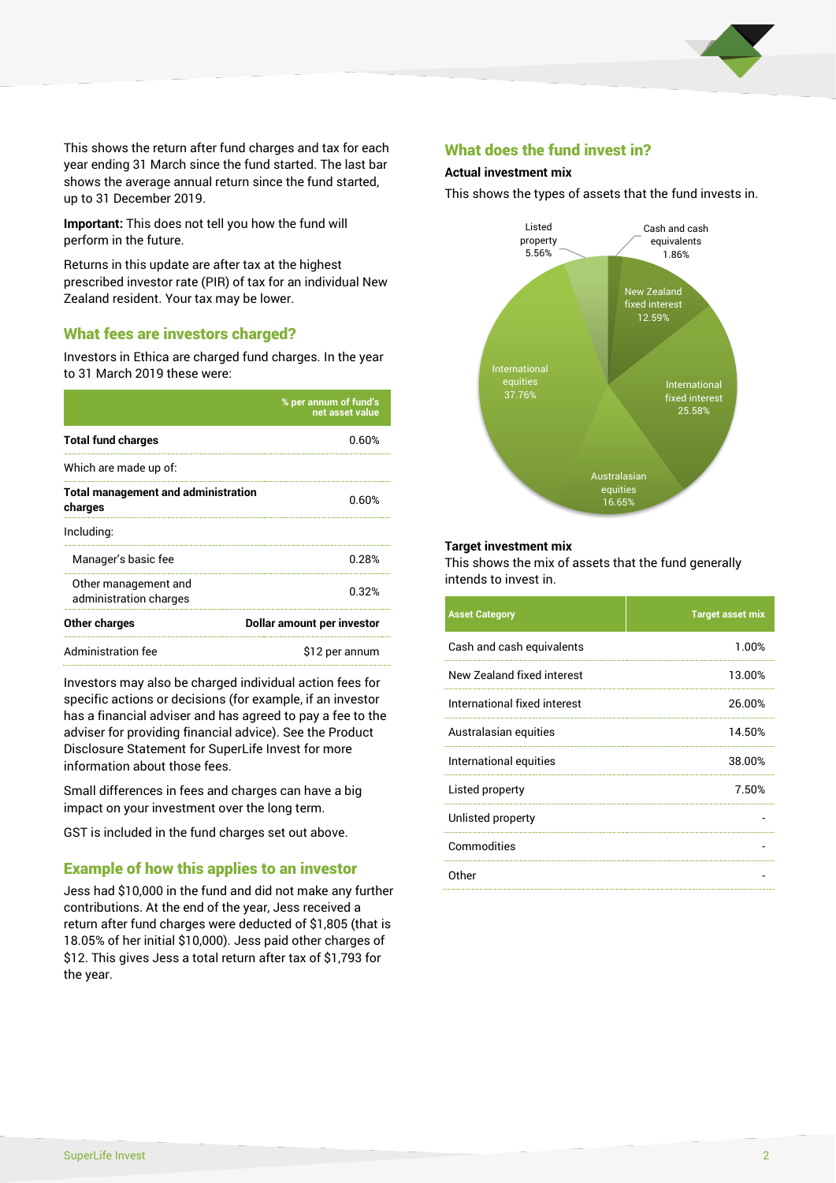This shows the return after fund charges and tax for each year ending 31 March since the fund started. The last bar shows the average annual return since the fund started, up to 31 December 2019.

**Important:** This does not tell you how the fund will perform in the future.

Returns in this update are after tax at the highest prescribed investor rate (PIR) of tax for an individual New Zealand resident. Your tax may be lower.

## What fees are investors charged?

Investors in Ethica are charged fund charges. In the year to 31 March 2019 these were:

| | % per annum of fund's net asset value |
|---|---|
| **Total fund charges** | 0.60% |
| Which are made up of: | |
| **Total management and administration charges** | 0.60% |
| Including: | |
| Manager's basic fee | 0.28% |
| Other management and administration charges | 0.32% |
| **Other charges** | **Dollar amount per investor** |
| Administration fee | $12 per annum |

Investors may also be charged individual action fees for specific actions or decisions (for example, if an investor has a financial adviser and has agreed to pay a fee to the adviser for providing financial advice). See the Product Disclosure Statement for SuperLife Invest for more information about those fees.

Small differences in fees and charges can have a big impact on your investment over the long term.

GST is included in the fund charges set out above.

## Example of how this applies to an investor

Jess had $10,000 in the fund and did not make any further contributions. At the end of the year, Jess received a return after fund charges were deducted of $1,805 (that is 18.05% of her initial $10,000). Jess paid other charges of $12. This gives Jess a total return after tax of $1,793 for the year.

## What does the fund invest in?

**Actual investment mix**

This shows the types of assets that the fund invests in.

- Cash and cash equivalents 1.86%
- New Zealand fixed interest 12.59%
- International fixed interest 25.58%
- Australasian equities 16.65%
- International equities 37.76%
- Listed property 5.56%

**Target investment mix**

This shows the mix of assets that the fund generally intends to invest in.

| Asset Category | Target asset mix |
|---|---|
| Cash and cash equivalents | 1.00% |
| New Zealand fixed interest | 13.00% |
| International fixed interest | 26.00% |
| Australasian equities | 14.50% |
| International equities | 38.00% |
| Listed property | 7.50% |
| Unlisted property | - |
| Commodities | - |
| Other | - |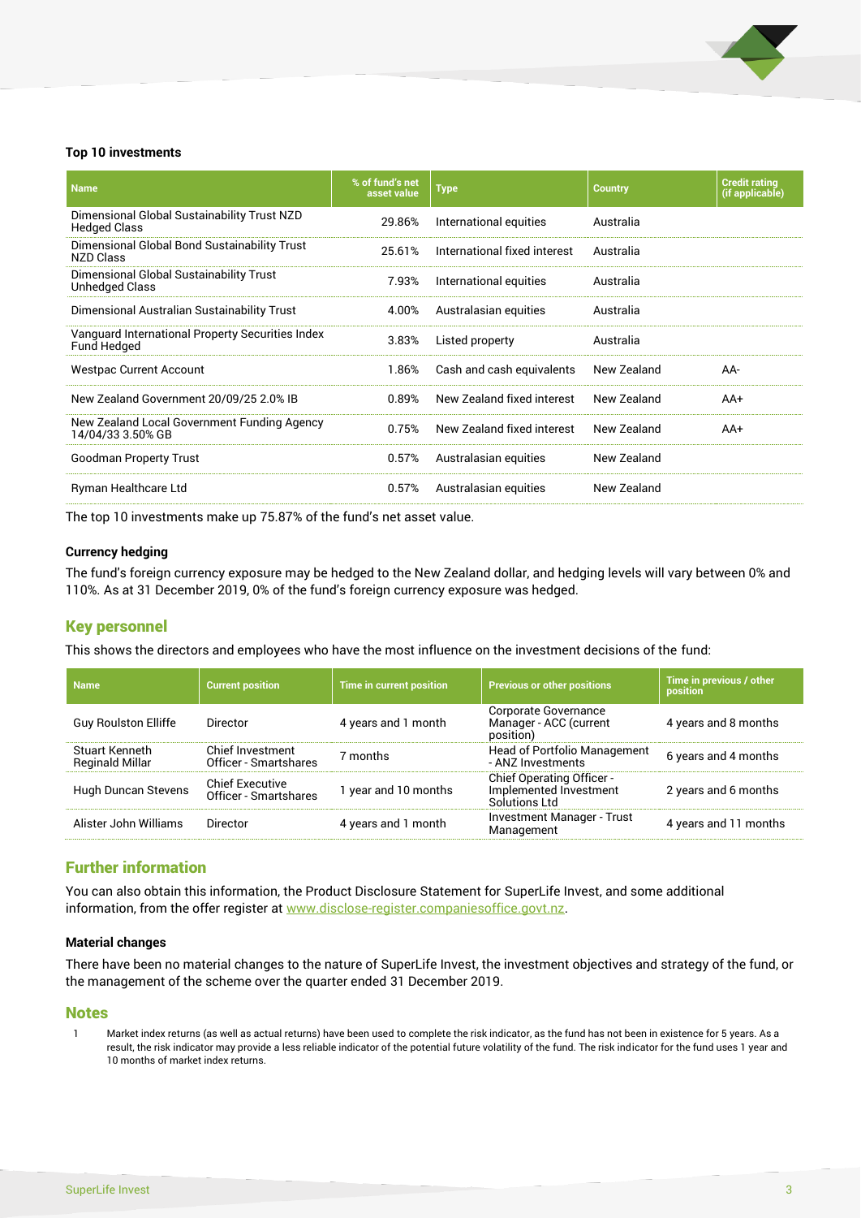### Top 10 investments

| Name | % of fund's net asset value | Type | Country | Credit rating (if applicable) |
|---|---|---|---|---|
| Dimensional Global Sustainability Trust NZD Hedged Class | 29.86% | International equities | Australia | |
| Dimensional Global Bond Sustainability Trust NZD Class | 25.61% | International fixed interest | Australia | |
| Dimensional Global Sustainability Trust Unhedged Class | 7.93% | International equities | Australia | |
| Dimensional Australian Sustainability Trust | 4.00% | Australasian equities | Australia | |
| Vanguard International Property Securities Index Fund Hedged | 3.83% | Listed property | Australia | |
| Westpac Current Account | 1.86% | Cash and cash equivalents | New Zealand | AA- |
| New Zealand Government 20/09/25 2.0% IB | 0.89% | New Zealand fixed interest | New Zealand | AA+ |
| New Zealand Local Government Funding Agency 14/04/33 3.50% GB | 0.75% | New Zealand fixed interest | New Zealand | AA+ |
| Goodman Property Trust | 0.57% | Australasian equities | New Zealand | |
| Ryman Healthcare Ltd | 0.57% | Australasian equities | New Zealand | |

The top 10 investments make up 75.87% of the fund's net asset value.

### Currency hedging

The fund's foreign currency exposure may be hedged to the New Zealand dollar, and hedging levels will vary between 0% and 110%. As at 31 December 2019, 0% of the fund's foreign currency exposure was hedged.

## Key personnel

This shows the directors and employees who have the most influence on the investment decisions of the fund:

| Name | Current position | Time in current position | Previous or other positions | Time in previous / other position |
|---|---|---|---|---|
| Guy Roulston Elliffe | Director | 4 years and 1 month | Corporate Governance Manager - ACC (current position) | 4 years and 8 months |
| Stuart Kenneth Reginald Millar | Chief Investment Officer - Smartshares | 7 months | Head of Portfolio Management - ANZ Investments | 6 years and 4 months |
| Hugh Duncan Stevens | Chief Executive Officer - Smartshares | 1 year and 10 months | Chief Operating Officer - Implemented Investment Solutions Ltd | 2 years and 6 months |
| Alister John Williams | Director | 4 years and 1 month | Investment Manager - Trust Management | 4 years and 11 months |

## Further information

You can also obtain this information, the Product Disclosure Statement for SuperLife Invest, and some additional information, from the offer register at www.disclose-register.companiesoffice.govt.nz.

### Material changes

There have been no material changes to the nature of SuperLife Invest, the investment objectives and strategy of the fund, or the management of the scheme over the quarter ended 31 December 2019.

## Notes

1 Market index returns (as well as actual returns) have been used to complete the risk indicator, as the fund has not been in existence for 5 years. As a result, the risk indicator may provide a less reliable indicator of the potential future volatility of the fund. The risk indicator for the fund uses 1 year and 10 months of market index returns.